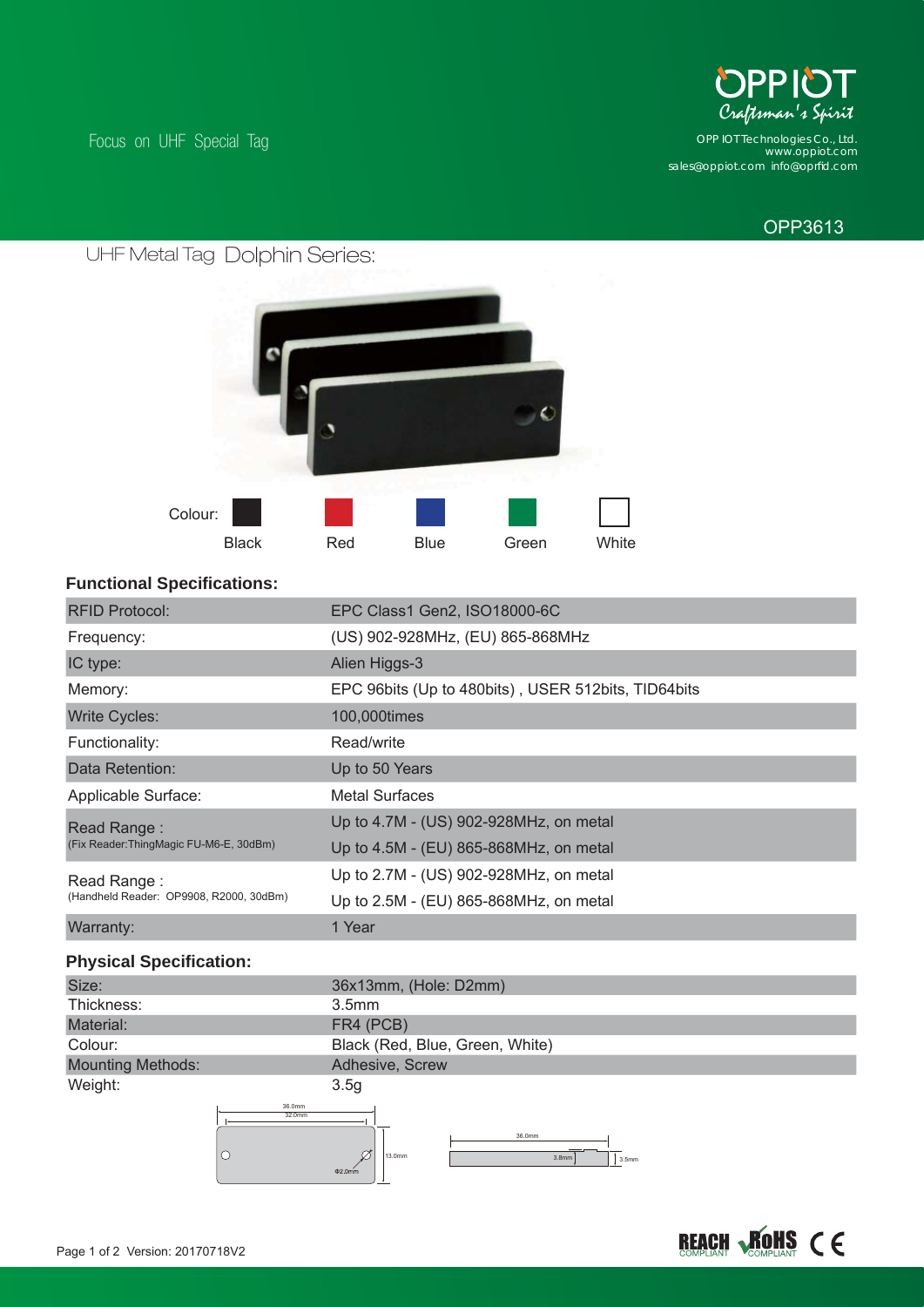Focus on UHF Special Tag

OPP IOT Technologies Co., Ltd.
www.oppiot.com
sales@oppiot.com info@oprfid.com

OPP3613

## UHF Metal Tag Dolphin Series:

Colour: Black Red Blue Green White

### Functional Specifications:

| | |
|---|---|
| RFID Protocol: | EPC Class1 Gen2, ISO18000-6C |
| Frequency: | (US) 902-928MHz, (EU) 865-868MHz |
| IC type: | Alien Higgs-3 |
| Memory: | EPC 96bits (Up to 480bits) , USER 512bits, TID64bits |
| Write Cycles: | 100,000times |
| Functionality: | Read/write |
| Data Retention: | Up to 50 Years |
| Applicable Surface: | Metal Surfaces |
| Read Range : (Fix Reader:ThingMagic FU-M6-E, 30dBm) | Up to 4.7M - (US) 902-928MHz, on metal<br>Up to 4.5M - (EU) 865-868MHz, on metal |
| Read Range : (Handheld Reader: OP9908, R2000, 30dBm) | Up to 2.7M - (US) 902-928MHz, on metal<br>Up to 2.5M - (EU) 865-868MHz, on metal |
| Warranty: | 1 Year |

### Physical Specification:

| | |
|---|---|
| Size: | 36x13mm, (Hole: D2mm) |
| Thickness: | 3.5mm |
| Material: | FR4 (PCB) |
| Colour: | Black (Red, Blue, Green, White) |
| Mounting Methods: | Adhesive, Screw |
| Weight: | 3.5g |

36.0mm
32.0mm
13.0mm
Φ2.0mm
36.0mm
3.8mm
3.5mm

REACH COMPLIANT RoHS COMPLIANT CE

Version: 20170718V2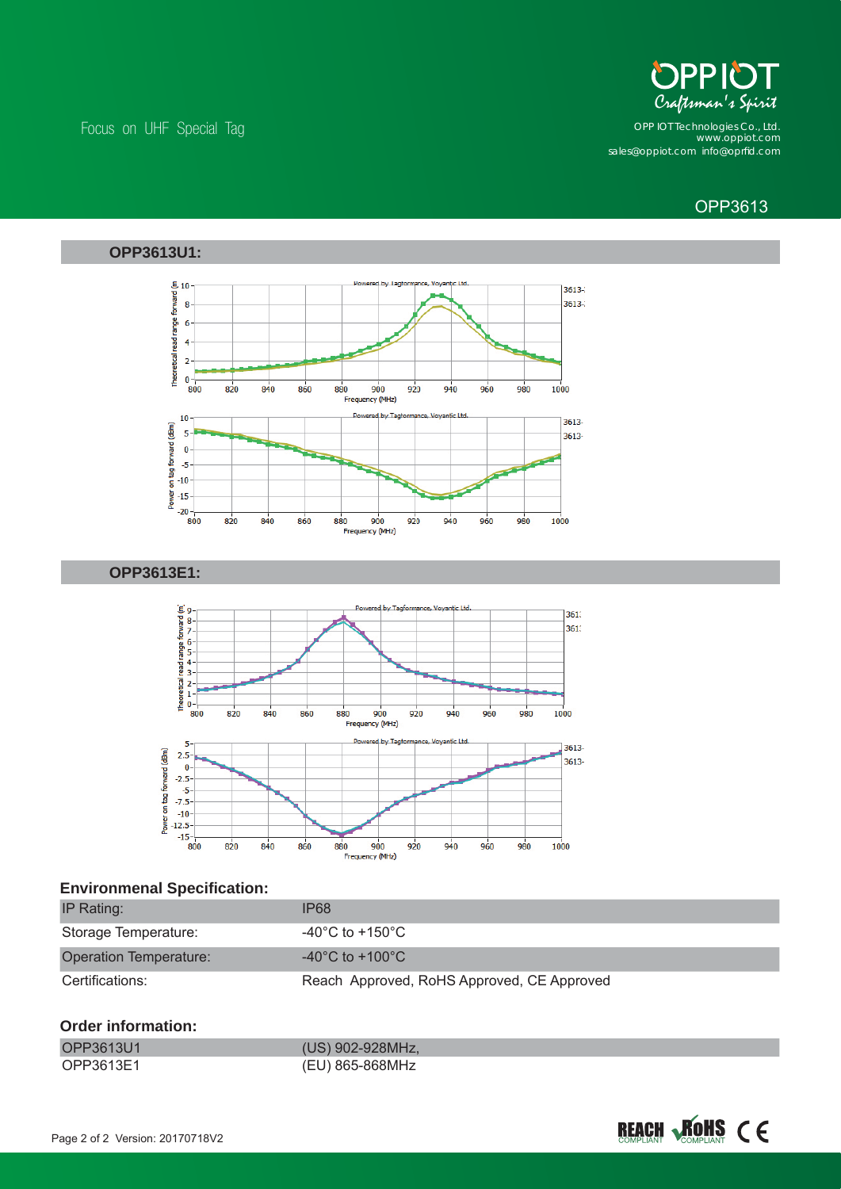Focus on UHF Special Tag

OPPIOT
Craftsman's Spirit

OPP IOT Technologies Co., Ltd.
www.oppiot.com
sales@oppiot.com info@oprfid.com

OPP3613

## OPP3613U1:

Powered by Tagformance, Voyantic Ltd.

Theoretical read range forward (m)

10
8
6
4
2
0

800 820 840 860 880 900 920 940 960 980 1000

Frequency (MHz)

3613-
3613-

Powered by Tagformance, Voyantic Ltd.

Power on tag forward (dBm)

10
5
0
-5
-10
-15
-20

800 820 840 860 880 900 920 940 960 980 1000

Frequency (MHz)

3613-
3613-

## OPP3613E1:

Powered by Tagformance, Voyantic Ltd.

Theoretical read range forward (m)

9
8
7
6
5
4
3
2
1
0

800 820 840 860 880 900 920 940 960 980 1000

Frequency (MHz)

361
361

Powered by Tagformance, Voyantic Ltd.

Power on tag forward (dBm)

5
2.5
0
-2.5
-5
-7.5
-10
-12.5
-15

800 820 840 860 880 900 920 940 960 980 1000

Frequency (MHz)

3613-
3613-

### Environmenal Specification:

| | |
|---|---|
| IP Rating: | IP68 |
| Storage Temperature: | -40°C to +150°C |
| Operation Temperature: | -40°C to +100°C |
| Certifications: | Reach Approved, RoHS Approved, CE Approved |

### Order information:

| | |
|---|---|
| OPP3613U1 | (US) 902-928MHz, |
| OPP3613E1 | (EU) 865-868MHz |

Version: 20170718V2

REACH COMPLIANT RoHS COMPLIANT CE